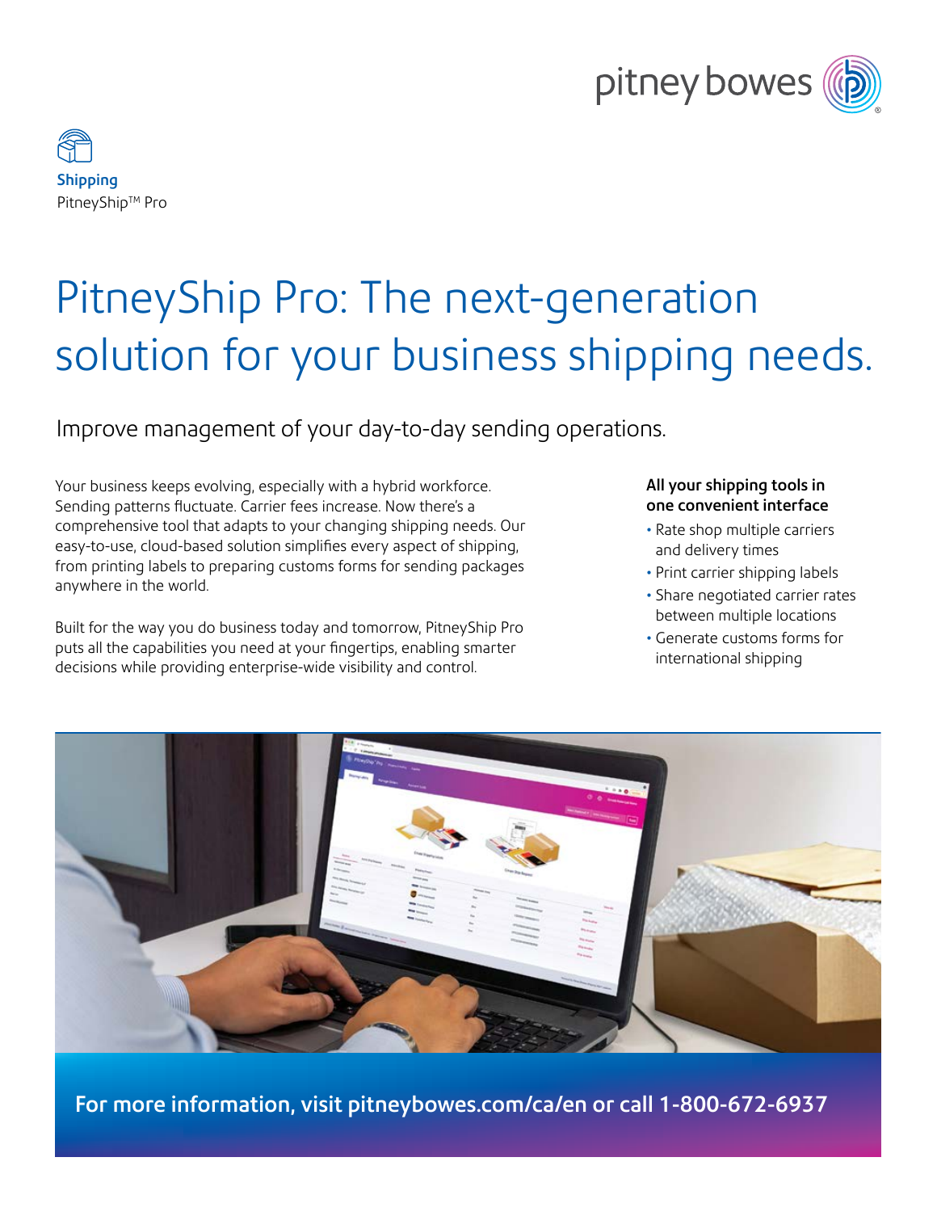**Shipping**
PitneyShip™ Pro

# PitneyShip Pro: The next-generation solution for your business shipping needs.

## Improve management of your day-to-day sending operations.

Your business keeps evolving, especially with a hybrid workforce. Sending patterns fluctuate. Carrier fees increase. Now there's a comprehensive tool that adapts to your changing shipping needs. Our easy-to-use, cloud-based solution simplifies every aspect of shipping, from printing labels to preparing customs forms for sending packages anywhere in the world.

Built for the way you do business today and tomorrow, PitneyShip Pro puts all the capabilities you need at your fingertips, enabling smarter decisions while providing enterprise-wide visibility and control.

**All your shipping tools in one convenient interface**

- Rate shop multiple carriers and delivery times
- Print carrier shipping labels
- Share negotiated carrier rates between multiple locations
- Generate customs forms for international shipping

**For more information, visit pitneybowes.com/ca/en or call 1-800-672-6937**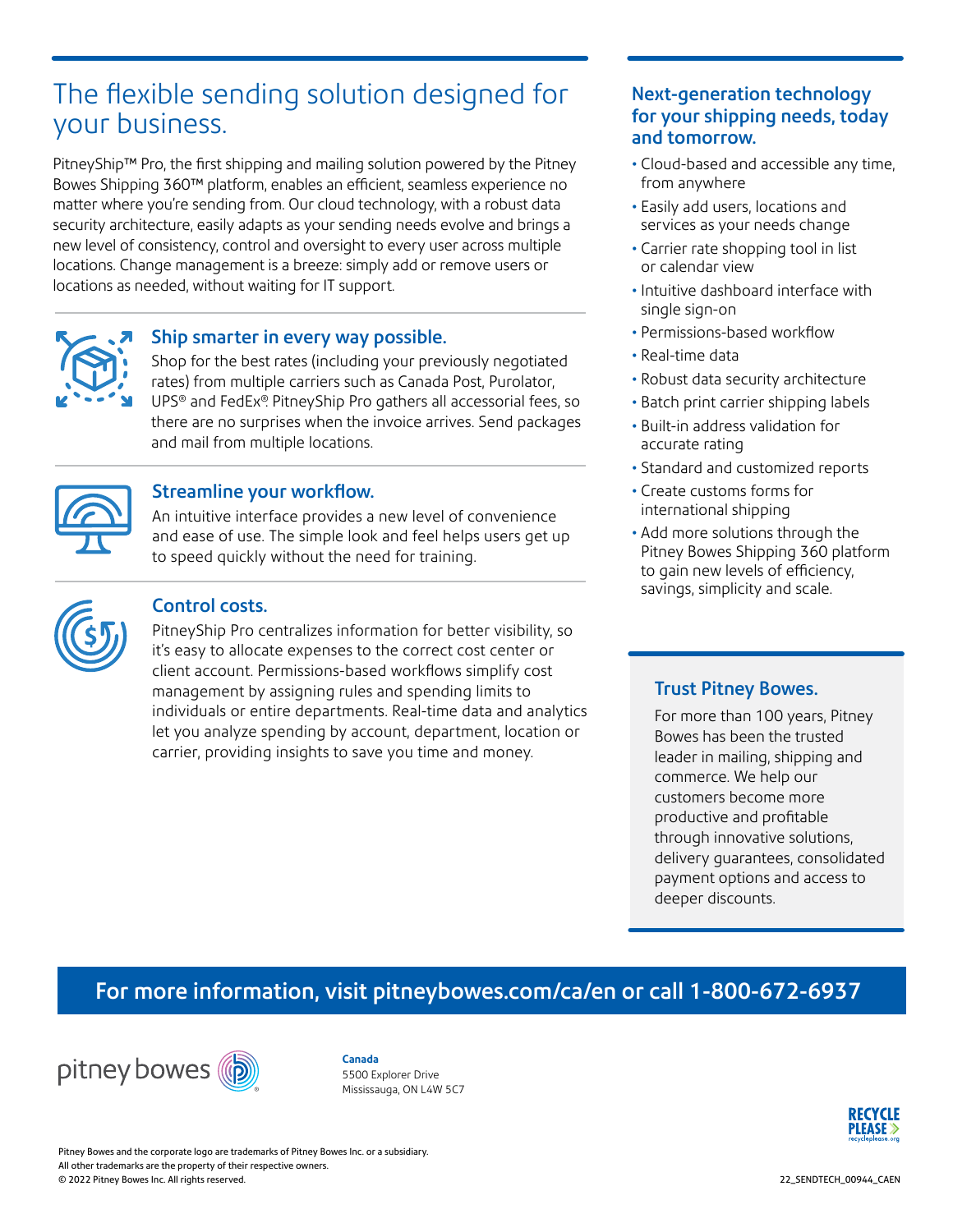## The flexible sending solution designed for your business.

PitneyShip™ Pro, the first shipping and mailing solution powered by the Pitney Bowes Shipping 360™ platform, enables an efficient, seamless experience no matter where you're sending from. Our cloud technology, with a robust data security architecture, easily adapts as your sending needs evolve and brings a new level of consistency, control and oversight to every user across multiple locations. Change management is a breeze: simply add or remove users or locations as needed, without waiting for IT support.

### Ship smarter in every way possible.

Shop for the best rates (including your previously negotiated rates) from multiple carriers such as Canada Post, Purolator, UPS® and FedEx®. PitneyShip Pro gathers all accessorial fees, so there are no surprises when the invoice arrives. Send packages and mail from multiple locations.

### Streamline your workflow.

An intuitive interface provides a new level of convenience and ease of use. The simple look and feel helps users get up to speed quickly without the need for training.

### Control costs.

PitneyShip Pro centralizes information for better visibility, so it's easy to allocate expenses to the correct cost center or client account. Permissions-based workflows simplify cost management by assigning rules and spending limits to individuals or entire departments. Real-time data and analytics let you analyze spending by account, department, location or carrier, providing insights to save you time and money.

### Next-generation technology for your shipping needs, today and tomorrow.

- Cloud-based and accessible any time, from anywhere
- Easily add users, locations and services as your needs change
- Carrier rate shopping tool in list or calendar view
- Intuitive dashboard interface with single sign-on
- Permissions-based workflow
- Real-time data
- Robust data security architecture
- Batch print carrier shipping labels
- Built-in address validation for accurate rating
- Standard and customized reports
- Create customs forms for international shipping
- Add more solutions through the Pitney Bowes Shipping 360 platform to gain new levels of efficiency, savings, simplicity and scale.

### Trust Pitney Bowes.

For more than 100 years, Pitney Bowes has been the trusted leader in mailing, shipping and commerce. We help our customers become more productive and profitable through innovative solutions, delivery guarantees, consolidated payment options and access to deeper discounts.

**For more information, visit pitneybowes.com/ca/en or call 1-800-672-6937**

pitney bowes

**Canada**
5500 Explorer Drive
Mississauga, ON L4W 5C7

RECYCLE PLEASE recycleplease.org

Pitney Bowes and the corporate logo are trademarks of Pitney Bowes Inc. or a subsidiary.
All other trademarks are the property of their respective owners.
© 2022 Pitney Bowes Inc. All rights reserved.

22_SENDTECH_00944_CAEN